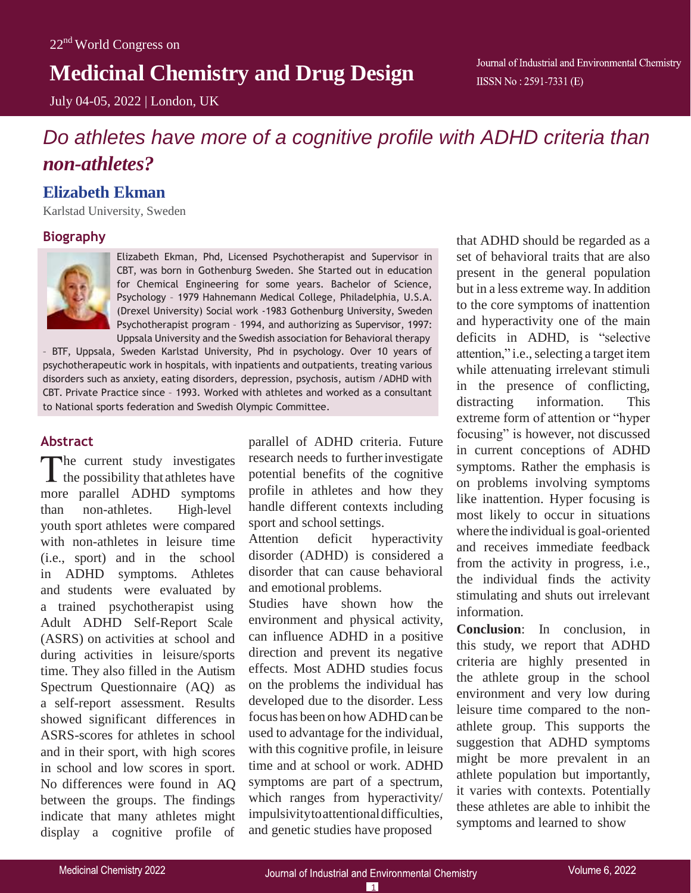# Do athletes have more of a cognitive profile with ADHD criteria than *non-athletes?*

## Elizabeth Ekman

Karlstad University, Sweden

### Biography

Elizabeth Ekman, Phd, Licensed Psychotherapist and Supervisor in CBT, was born in Gothenburg Sweden. She Started out in education for Chemical Engineering for some years. Bachelor of Science, Psychology – 1979 Hahnemann Medical College, Philadelphia, U.S.A. (Drexel University) Social work -1983 Gothenburg University, Sweden Psychotherapist program – 1994, and authorizing as Supervisor, 1997: Uppsala University and the Swedish association for Behavioral therapy – BTF, Uppsala, Sweden Karlstad University, Phd in psychology. Over 10 years of psychotherapeutic work in hospitals, with inpatients and outpatients, treating various disorders such as anxiety, eating disorders, depression, psychosis, autism / ADHD with CBT. Private Practice since – 1993. Worked with athletes and worked as a consultant to National sports federation and Swedish Olympic Committee.

### Abstract

The current study investigates the possibility that athletes have more parallel ADHD symptoms than non-athletes. High-level youth sport athletes were compared with non-athletes in leisure time (i.e., sport) and in the school in ADHD symptoms. Athletes and students were evaluated by a trained psychotherapist using Adult ADHD Self-Report Scale (ASRS) on activities at school and during activities in leisure/sports time. They also filled in the Autism Spectrum Questionnaire (AQ) as a self-report assessment. Results showed significant differences in ASRS-scores for athletes in school and in their sport, with high scores in school and low scores in sport. No differences were found in AQ between the groups. The findings indicate that many athletes might display a cognitive profile of parallel of ADHD criteria. Future research needs to further investigate potential benefits of the cognitive profile in athletes and how they handle different contexts including sport and school settings.

Attention deficit hyperactivity disorder (ADHD) is considered a disorder that can cause behavioral and emotional problems.

Studies have shown how the environment and physical activity, can influence ADHD in a positive direction and prevent its negative effects. Most ADHD studies focus on the problems the individual has developed due to the disorder. Less focus has been on how ADHD can be used to advantage for the individual, with this cognitive profile, in leisure time and at school or work. ADHD symptoms are part of a spectrum, which ranges from hyperactivity/ impulsivity to attentional difficulties, and genetic studies have proposed that ADHD should be regarded as a set of behavioral traits that are also present in the general population but in a less extreme way. In addition to the core symptoms of inattention and hyperactivity one of the main deficits in ADHD, is "selective attention," i.e., selecting a target item while attenuating irrelevant stimuli in the presence of conflicting, distracting information. This extreme form of attention or "hyper focusing" is however, not discussed in current conceptions of ADHD symptoms. Rather the emphasis is on problems involving symptoms like inattention. Hyper focusing is most likely to occur in situations where the individual is goal-oriented and receives immediate feedback from the activity in progress, i.e., the individual finds the activity stimulating and shuts out irrelevant information.

**Conclusion**: In conclusion, in this study, we report that ADHD criteria are highly presented in the athlete group in the school environment and very low during leisure time compared to the non-athlete group. This supports the suggestion that ADHD symptoms might be more prevalent in an athlete population but importantly, it varies with contexts. Potentially these athletes are able to inhibit the symptoms and learned to show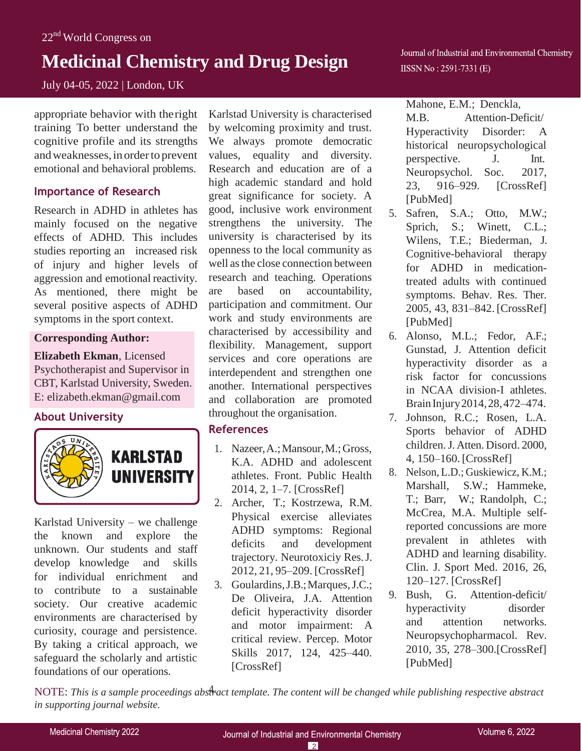appropriate behavior with the right training To better understand the cognitive profile and its strengths and weaknesses, in order to prevent emotional and behavioral problems.

## Importance of Research

Research in ADHD in athletes has mainly focused on the negative effects of ADHD. This includes studies reporting an increased risk of injury and higher levels of aggression and emotional reactivity. As mentioned, there might be several positive aspects of ADHD symptoms in the sport context.

**Corresponding Author:**

**Elizabeth Ekman**, Licensed Psychotherapist and Supervisor in CBT, Karlstad University, Sweden. E: elizabeth.ekman@gmail.com

## About University

KARLSTAD UNIVERSITY

Karlstad University – we challenge the known and explore the unknown. Our students and staff develop knowledge and skills for individual enrichment and to contribute to a sustainable society. Our creative academic environments are characterised by curiosity, courage and persistence. By taking a critical approach, we safeguard the scholarly and artistic foundations of our operations.

Karlstad University is characterised by welcoming proximity and trust. We always promote democratic values, equality and diversity. Research and education are of a high academic standard and hold great significance for society. A good, inclusive work environment strengthens the university. The university is characterised by its openness to the local community as well as the close connection between research and teaching. Operations are based on accountability, participation and commitment. Our work and study environments are characterised by accessibility and flexibility. Management, support services and core operations are interdependent and strengthen one another. International perspectives and collaboration are promoted throughout the organisation.

## References

1. Nazeer, A.; Mansour, M.; Gross, K.A. ADHD and adolescent athletes. Front. Public Health 2014, 2, 1–7. [CrossRef]
2. Archer, T.; Kostrzewa, R.M. Physical exercise alleviates ADHD symptoms: Regional deficits and development trajectory. Neurotoxiciy Res. J. 2012, 21, 95–209. [CrossRef]
3. Goulardins, J.B.; Marques, J.C.; De Oliveira, J.A. Attention deficit hyperactivity disorder and motor impairment: A critical review. Percep. Motor Skills 2017, 124, 425–440. [CrossRef]
4. Mahone, E.M.; Denckla, M.B. Attention-Deficit/ Hyperactivity Disorder: A historical neuropsychological perspective. J. Int. Neuropsychol. Soc. 2017, 23, 916–929. [CrossRef] [PubMed]
5. Safren, S.A.; Otto, M.W.; Sprich, S.; Winett, C.L.; Wilens, T.E.; Biederman, J. Cognitive-behavioral therapy for ADHD in medication-treated adults with continued symptoms. Behav. Res. Ther. 2005, 43, 831–842. [CrossRef] [PubMed]
6. Alonso, M.L.; Fedor, A.F.; Gunstad, J. Attention deficit hyperactivity disorder as a risk factor for concussions in NCAA division-I athletes. Brain Injury 2014, 28, 472–474.
7. Johnson, R.C.; Rosen, L.A. Sports behavior of ADHD children. J. Atten. Disord. 2000, 4, 150–160. [CrossRef]
8. Nelson, L.D.; Guskiewicz, K.M.; Marshall, S.W.; Hammeke, T.; Barr, W.; Randolph, C.; McCrea, M.A. Multiple self-reported concussions are more prevalent in athletes with ADHD and learning disability. Clin. J. Sport Med. 2016, 26, 120–127. [CrossRef]
9. Bush, G. Attention-deficit/ hyperactivity disorder and attention networks. Neuropsychopharmacol. Rev. 2010, 35, 278–300.[CrossRef] [PubMed]

NOTE: *This is a sample proceedings abstract template. The content will be changed while publishing respective abstract in supporting journal website.*